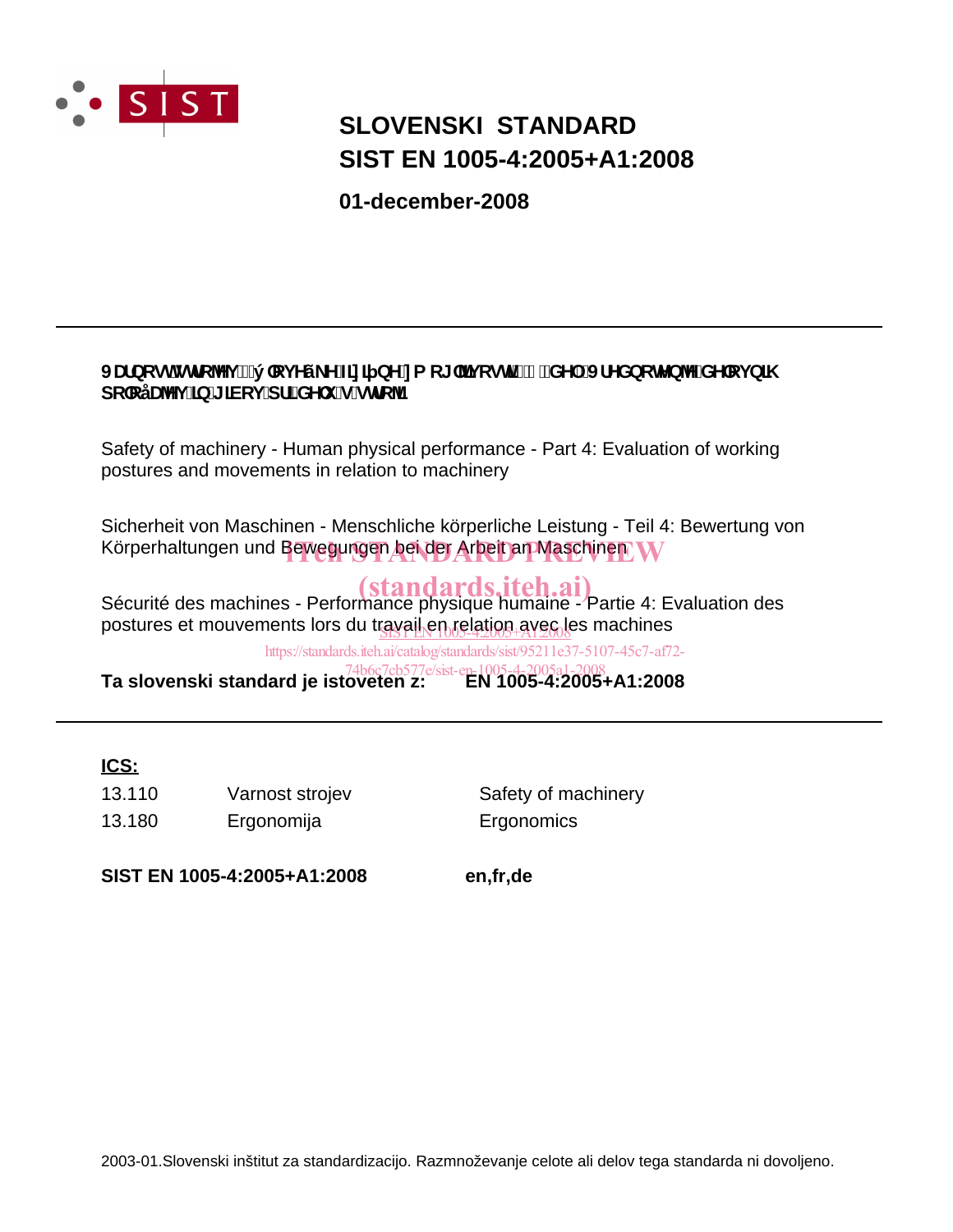# SLOVENSKI STANDARD
# SIST EN 1005-4:2005+A1:2008

**01-december-2008**

---

**Varnost strojev - Človeške fizične zmogljivosti - 4. del: Vrednotenje delovnih položajev in gibov pri delu s stroji**

Safety of machinery - Human physical performance - Part 4: Evaluation of working postures and movements in relation to machinery

Sicherheit von Maschinen - Menschliche körperliche Leistung - Teil 4: Bewertung von Körperhaltungen und Bewegungen bei der Arbeit an Maschinen

Sécurité des machines - Performance physique humaine - Partie 4: Evaluation des postures et mouvements lors du travail en relation avec les machines

**Ta slovenski standard je istoveten z:** **EN 1005-4:2005+A1:2008**

---

**ICS:**

| | | |
|---|---|---|
| 13.110 | Varnost strojev | Safety of machinery |
| 13.180 | Ergonomija | Ergonomics |

**SIST EN 1005-4:2005+A1:2008** **en,fr,de**

2003-01.Slovenski inštitut za standardizacijo. Razmnoževanje celote ali delov tega standarda ni dovoljeno.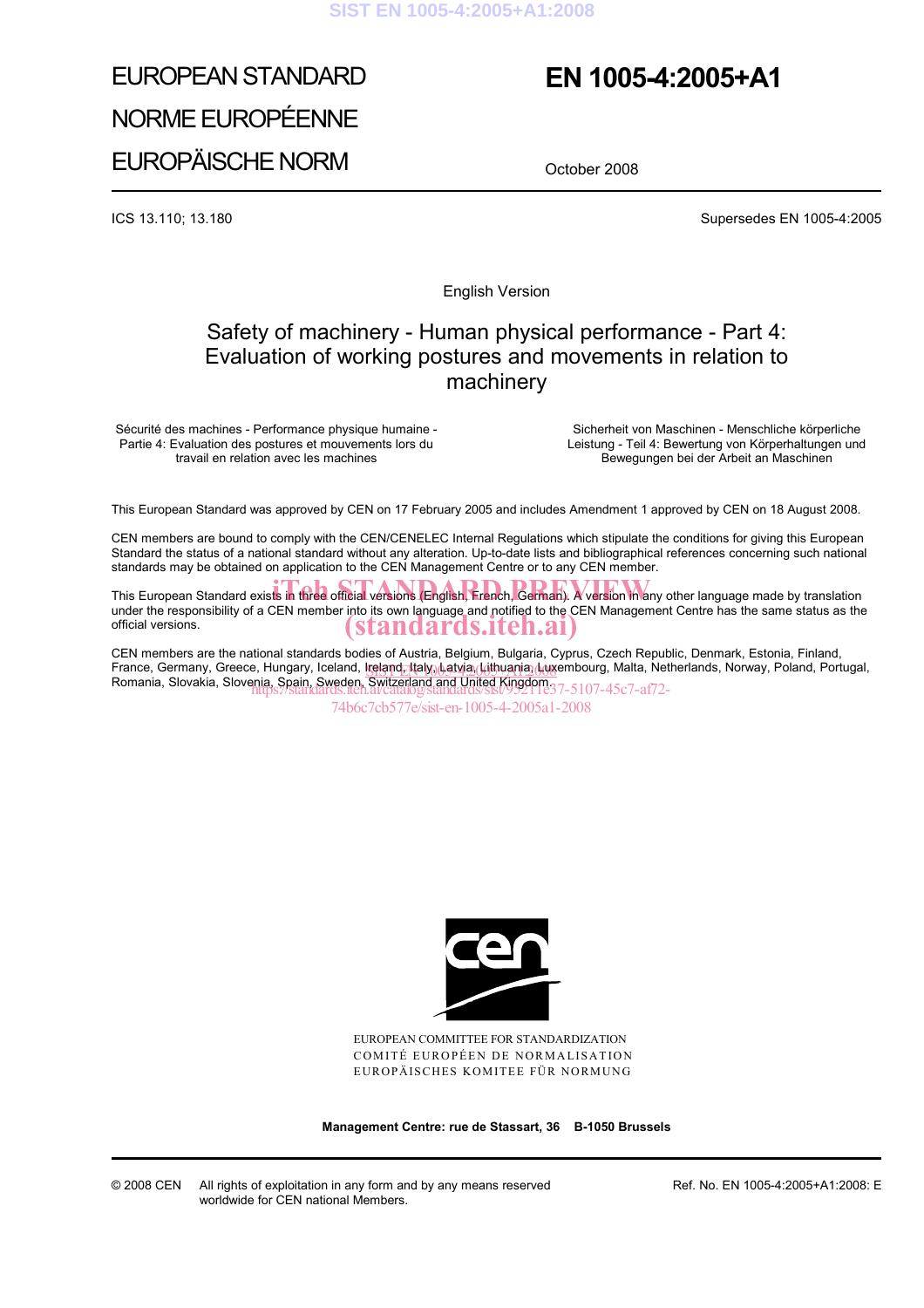EUROPEAN STANDARD

NORME EUROPÉENNE

EUROPÄISCHE NORM

# EN 1005-4:2005+A1

October 2008

ICS 13.110; 13.180

Supersedes EN 1005-4:2005

English Version

## Safety of machinery - Human physical performance - Part 4: Evaluation of working postures and movements in relation to machinery

Sécurité des machines - Performance physique humaine - Partie 4: Evaluation des postures et mouvements lors du travail en relation avec les machines

Sicherheit von Maschinen - Menschliche körperliche Leistung - Teil 4: Bewertung von Körperhaltungen und Bewegungen bei der Arbeit an Maschinen

This European Standard was approved by CEN on 17 February 2005 and includes Amendment 1 approved by CEN on 18 August 2008.

CEN members are bound to comply with the CEN/CENELEC Internal Regulations which stipulate the conditions for giving this European Standard the status of a national standard without any alteration. Up-to-date lists and bibliographical references concerning such national standards may be obtained on application to the CEN Management Centre or to any CEN member.

This European Standard exists in three official versions (English, French, German). A version in any other language made by translation under the responsibility of a CEN member into its own language and notified to the CEN Management Centre has the same status as the official versions.

CEN members are the national standards bodies of Austria, Belgium, Bulgaria, Cyprus, Czech Republic, Denmark, Estonia, Finland, France, Germany, Greece, Hungary, Iceland, Ireland, Italy, Latvia, Lithuania, Luxembourg, Malta, Netherlands, Norway, Poland, Portugal, Romania, Slovakia, Slovenia, Spain, Sweden, Switzerland and United Kingdom.

EUROPEAN COMMITTEE FOR STANDARDIZATION
COMITÉ EUROPÉEN DE NORMALISATION
EUROPÄISCHES KOMITEE FÜR NORMUNG

**Management Centre: rue de Stassart, 36 B-1050 Brussels**

© 2008 CEN All rights of exploitation in any form and by any means reserved worldwide for CEN national Members.

Ref. No. EN 1005-4:2005+A1:2008: E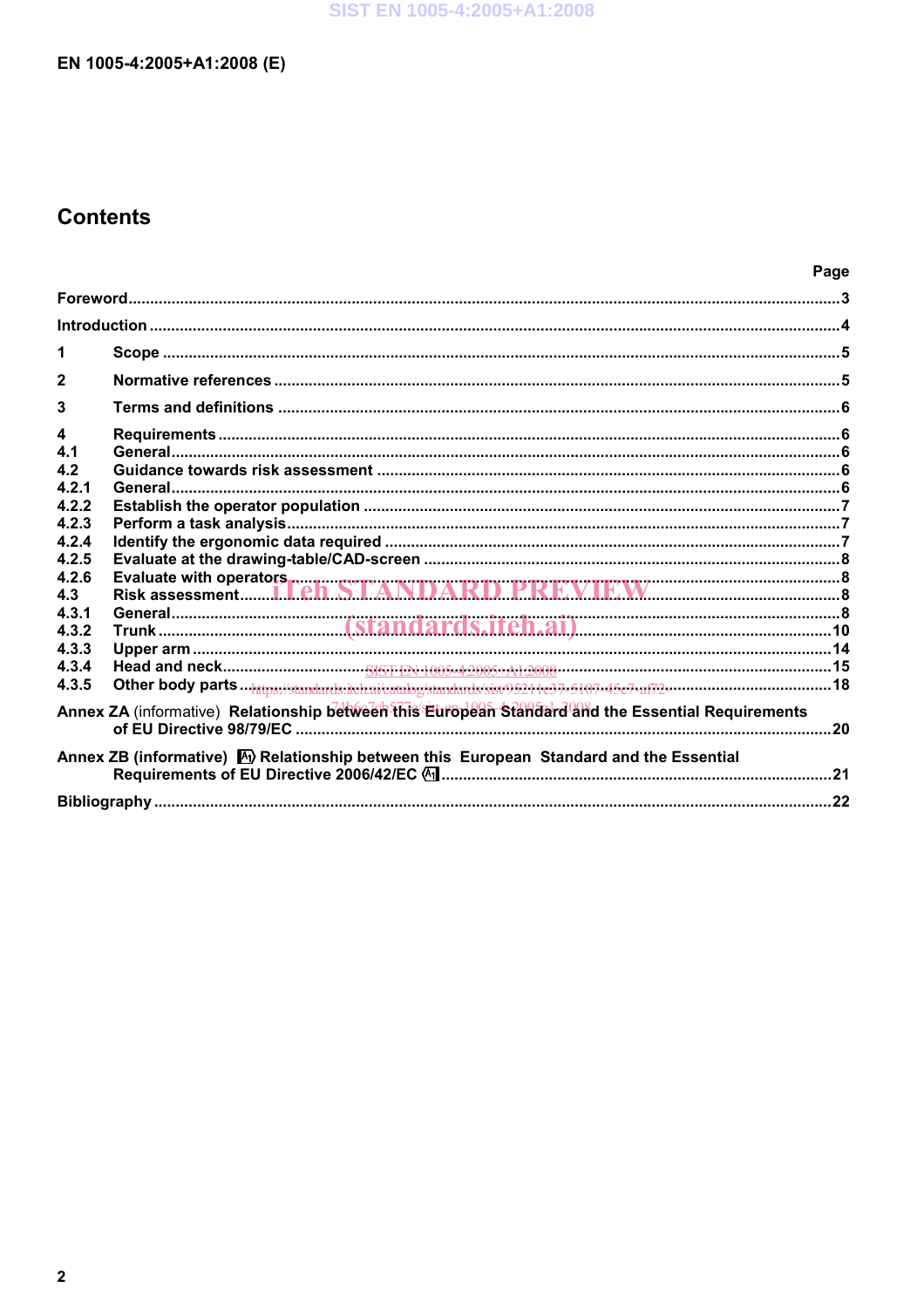## Contents

| | | Page |
|---|---|---|
| | **Foreword** | 3 |
| | **Introduction** | 4 |
| **1** | **Scope** | 5 |
| **2** | **Normative references** | 5 |
| **3** | **Terms and definitions** | 6 |
| **4** | **Requirements** | 6 |
| **4.1** | **General** | 6 |
| **4.2** | **Guidance towards risk assessment** | 6 |
| **4.2.1** | **General** | 6 |
| **4.2.2** | **Establish the operator population** | 7 |
| **4.2.3** | **Perform a task analysis** | 7 |
| **4.2.4** | **Identify the ergonomic data required** | 7 |
| **4.2.5** | **Evaluate at the drawing-table/CAD-screen** | 8 |
| **4.2.6** | **Evaluate with operators** | 8 |
| **4.3** | **Risk assessment** | 8 |
| **4.3.1** | **General** | 8 |
| **4.3.2** | **Trunk** | 10 |
| **4.3.3** | **Upper arm** | 14 |
| **4.3.4** | **Head and neck** | 15 |
| **4.3.5** | **Other body parts** | 18 |
| | **Annex ZA** (informative) **Relationship between this European Standard and the Essential Requirements of EU Directive 98/79/EC** | 20 |
| | **Annex ZB** (informative) **Relationship between this European Standard and the Essential Requirements of EU Directive 2006/42/EC** | 21 |
| | **Bibliography** | 22 |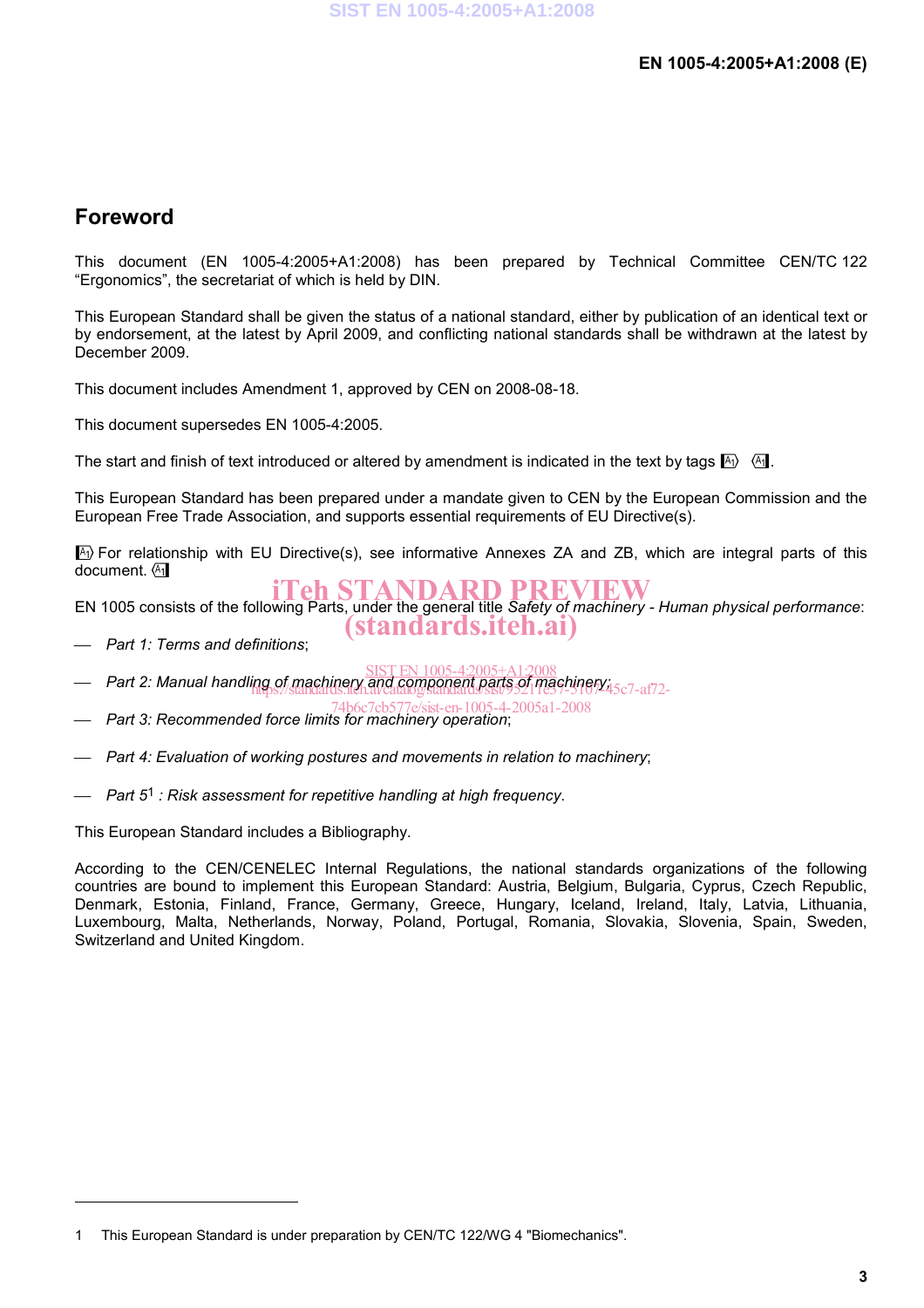# Foreword

This document (EN 1005-4:2005+A1:2008) has been prepared by Technical Committee CEN/TC 122 “Ergonomics”, the secretariat of which is held by DIN.

This European Standard shall be given the status of a national standard, either by publication of an identical text or by endorsement, at the latest by April 2009, and conflicting national standards shall be withdrawn at the latest by December 2009.

This document includes Amendment 1, approved by CEN on 2008-08-18.

This document supersedes EN 1005-4:2005.

The start and finish of text introduced or altered by amendment is indicated in the text by tags [A1⟩ ⟨A1].

This European Standard has been prepared under a mandate given to CEN by the European Commission and the European Free Trade Association, and supports essential requirements of EU Directive(s).

[A1⟩ For relationship with EU Directive(s), see informative Annexes ZA and ZB, which are integral parts of this document. ⟨A1]

EN 1005 consists of the following Parts, under the general title *Safety of machinery - Human physical performance*:

— *Part 1: Terms and definitions*;

— *Part 2: Manual handling of machinery and component parts of machinery*;

— *Part 3: Recommended force limits for machinery operation*;

— *Part 4: Evaluation of working postures and movements in relation to machinery*;

— *Part 5*[1] *: Risk assessment for repetitive handling at high frequency*.

This European Standard includes a Bibliography.

According to the CEN/CENELEC Internal Regulations, the national standards organizations of the following countries are bound to implement this European Standard: Austria, Belgium, Bulgaria, Cyprus, Czech Republic, Denmark, Estonia, Finland, France, Germany, Greece, Hungary, Iceland, Ireland, Italy, Latvia, Lithuania, Luxembourg, Malta, Netherlands, Norway, Poland, Portugal, Romania, Slovakia, Slovenia, Spain, Sweden, Switzerland and United Kingdom.

---

1 This European Standard is under preparation by CEN/TC 122/WG 4 "Biomechanics".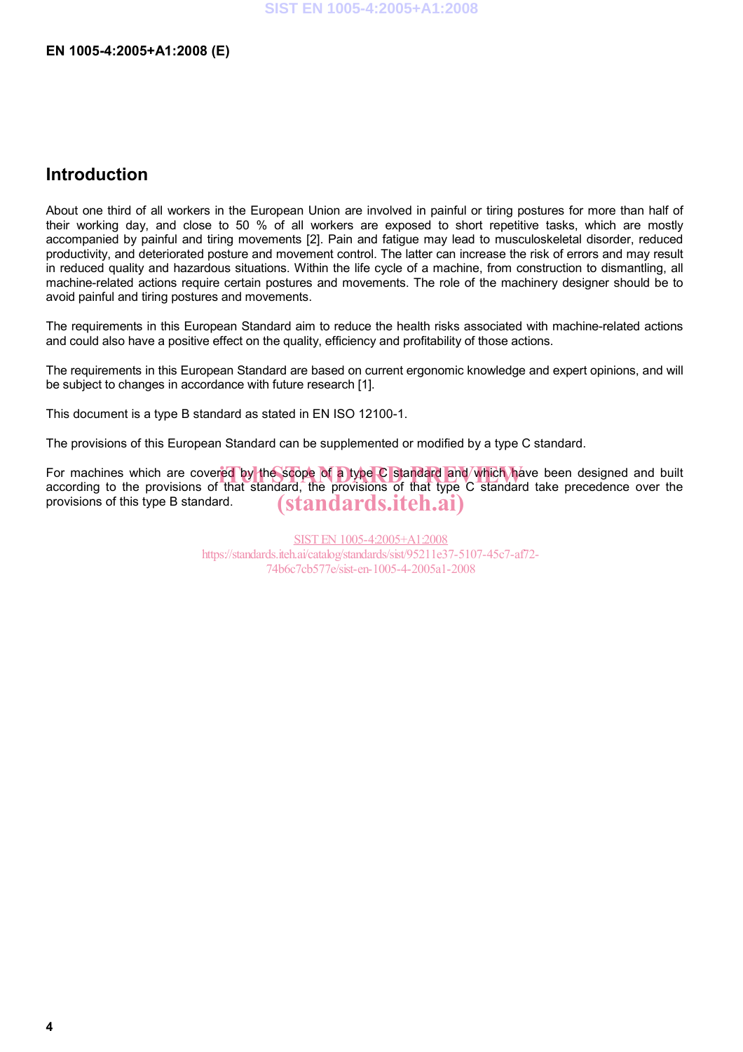## Introduction

About one third of all workers in the European Union are involved in painful or tiring postures for more than half of their working day, and close to 50 % of all workers are exposed to short repetitive tasks, which are mostly accompanied by painful and tiring movements [2]. Pain and fatigue may lead to musculoskeletal disorder, reduced productivity, and deteriorated posture and movement control. The latter can increase the risk of errors and may result in reduced quality and hazardous situations. Within the life cycle of a machine, from construction to dismantling, all machine-related actions require certain postures and movements. The role of the machinery designer should be to avoid painful and tiring postures and movements.

The requirements in this European Standard aim to reduce the health risks associated with machine-related actions and could also have a positive effect on the quality, efficiency and profitability of those actions.

The requirements in this European Standard are based on current ergonomic knowledge and expert opinions, and will be subject to changes in accordance with future research [1].

This document is a type B standard as stated in EN ISO 12100-1.

The provisions of this European Standard can be supplemented or modified by a type C standard.

For machines which are covered by the scope of a type C standard and which have been designed and built according to the provisions of that standard, the provisions of that type C standard take precedence over the provisions of this type B standard.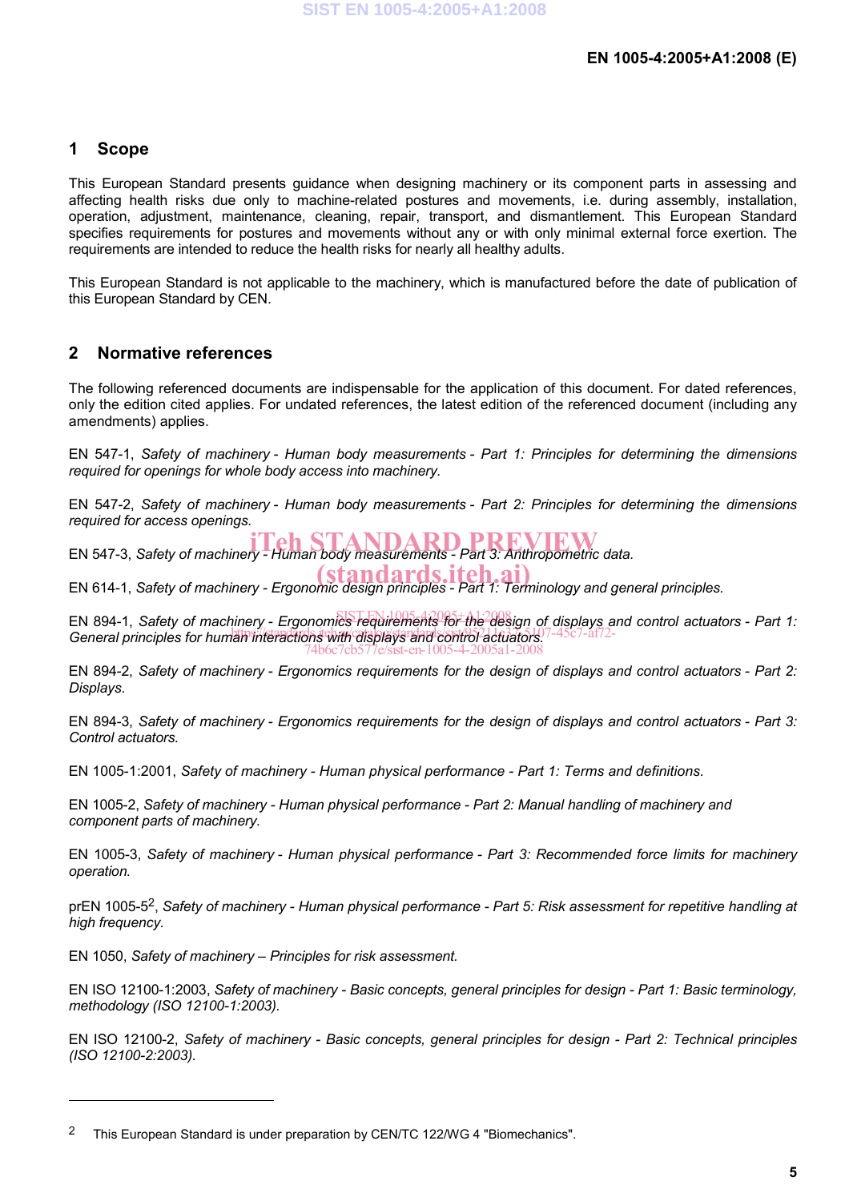## 1 Scope

This European Standard presents guidance when designing machinery or its component parts in assessing and affecting health risks due only to machine-related postures and movements, i.e. during assembly, installation, operation, adjustment, maintenance, cleaning, repair, transport, and dismantlement. This European Standard specifies requirements for postures and movements without any or with only minimal external force exertion. The requirements are intended to reduce the health risks for nearly all healthy adults.

This European Standard is not applicable to the machinery, which is manufactured before the date of publication of this European Standard by CEN.

## 2 Normative references

The following referenced documents are indispensable for the application of this document. For dated references, only the edition cited applies. For undated references, the latest edition of the referenced document (including any amendments) applies.

EN 547-1, *Safety of machinery - Human body measurements - Part 1: Principles for determining the dimensions required for openings for whole body access into machinery.*

EN 547-2, *Safety of machinery - Human body measurements - Part 2: Principles for determining the dimensions required for access openings.*

EN 547-3, *Safety of machinery - Human body measurements - Part 3: Anthropometric data.*

EN 614-1, *Safety of machinery - Ergonomic design principles - Part 1: Terminology and general principles.*

EN 894-1, *Safety of machinery - Ergonomics requirements for the design of displays and control actuators - Part 1: General principles for human interactions with displays and control actuators.*

EN 894-2, *Safety of machinery - Ergonomics requirements for the design of displays and control actuators - Part 2: Displays.*

EN 894-3, *Safety of machinery - Ergonomics requirements for the design of displays and control actuators - Part 3: Control actuators.*

EN 1005-1:2001, *Safety of machinery - Human physical performance - Part 1: Terms and definitions.*

EN 1005-2, *Safety of machinery - Human physical performance - Part 2: Manual handling of machinery and component parts of machinery.*

EN 1005-3, *Safety of machinery - Human physical performance - Part 3: Recommended force limits for machinery operation.*

prEN 1005-5[2], *Safety of machinery - Human physical performance - Part 5: Risk assessment for repetitive handling at high frequency.*

EN 1050, *Safety of machinery – Principles for risk assessment.*

EN ISO 12100-1:2003, *Safety of machinery - Basic concepts, general principles for design - Part 1: Basic terminology, methodology (ISO 12100-1:2003).*

EN ISO 12100-2, *Safety of machinery - Basic concepts, general principles for design - Part 2: Technical principles (ISO 12100-2:2003).*

---

[2] This European Standard is under preparation by CEN/TC 122/WG 4 "Biomechanics".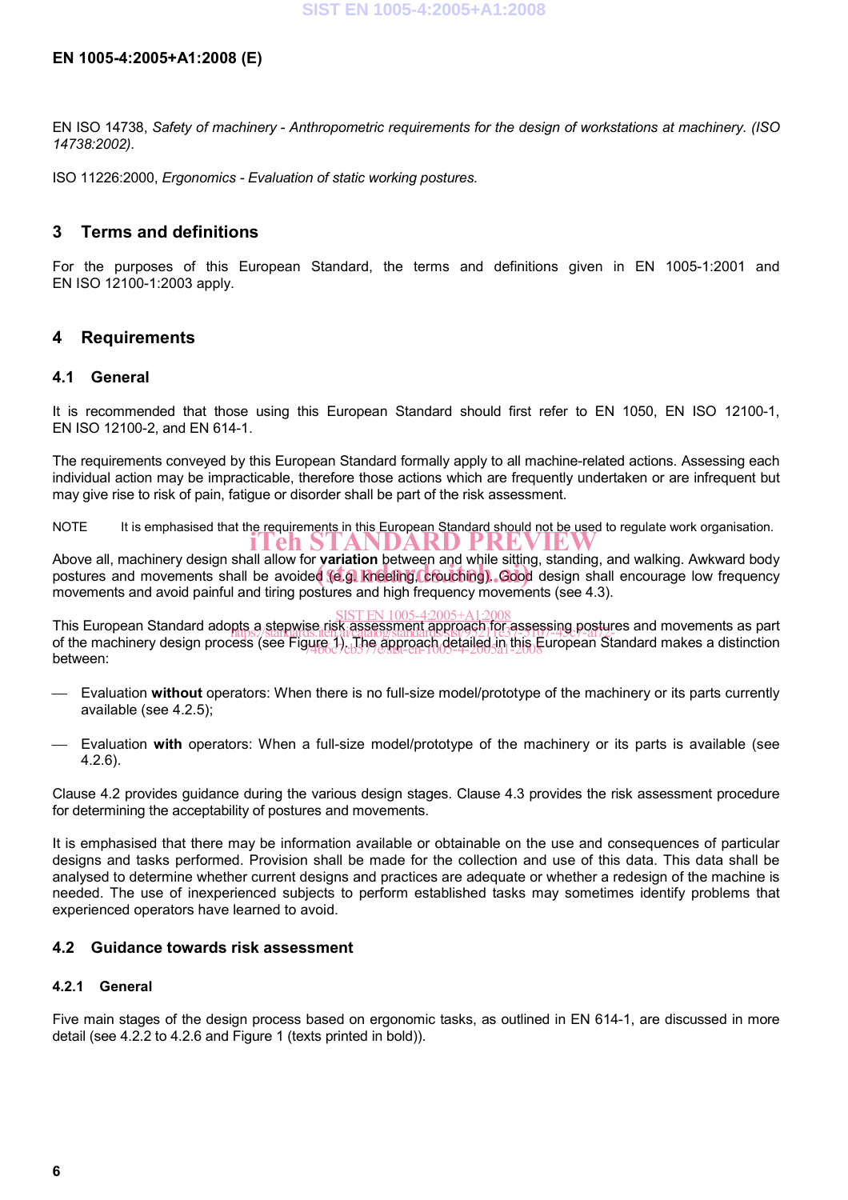EN ISO 14738, *Safety of machinery - Anthropometric requirements for the design of workstations at machinery. (ISO 14738:2002).*

ISO 11226:2000, *Ergonomics - Evaluation of static working postures.*

## 3 Terms and definitions

For the purposes of this European Standard, the terms and definitions given in EN 1005-1:2001 and EN ISO 12100-1:2003 apply.

## 4 Requirements

### 4.1 General

It is recommended that those using this European Standard should first refer to EN 1050, EN ISO 12100-1, EN ISO 12100-2, and EN 614-1.

The requirements conveyed by this European Standard formally apply to all machine-related actions. Assessing each individual action may be impracticable, therefore those actions which are frequently undertaken or are infrequent but may give rise to risk of pain, fatigue or disorder shall be part of the risk assessment.

NOTE It is emphasised that the requirements in this European Standard should not be used to regulate work organisation.

Above all, machinery design shall allow for **variation** between and while sitting, standing, and walking. Awkward body postures and movements shall be avoided (e.g. kneeling, crouching). Good design shall encourage low frequency movements and avoid painful and tiring postures and high frequency movements (see 4.3).

This European Standard adopts a stepwise risk assessment approach for assessing postures and movements as part of the machinery design process (see Figure 1). The approach detailed in this European Standard makes a distinction between:

- Evaluation **without** operators: When there is no full-size model/prototype of the machinery or its parts currently available (see 4.2.5);
- Evaluation **with** operators: When a full-size model/prototype of the machinery or its parts is available (see 4.2.6).

Clause 4.2 provides guidance during the various design stages. Clause 4.3 provides the risk assessment procedure for determining the acceptability of postures and movements.

It is emphasised that there may be information available or obtainable on the use and consequences of particular designs and tasks performed. Provision shall be made for the collection and use of this data. This data shall be analysed to determine whether current designs and practices are adequate or whether a redesign of the machine is needed. The use of inexperienced subjects to perform established tasks may sometimes identify problems that experienced operators have learned to avoid.

### 4.2 Guidance towards risk assessment

#### 4.2.1 General

Five main stages of the design process based on ergonomic tasks, as outlined in EN 614-1, are discussed in more detail (see 4.2.2 to 4.2.6 and Figure 1 (texts printed in bold)).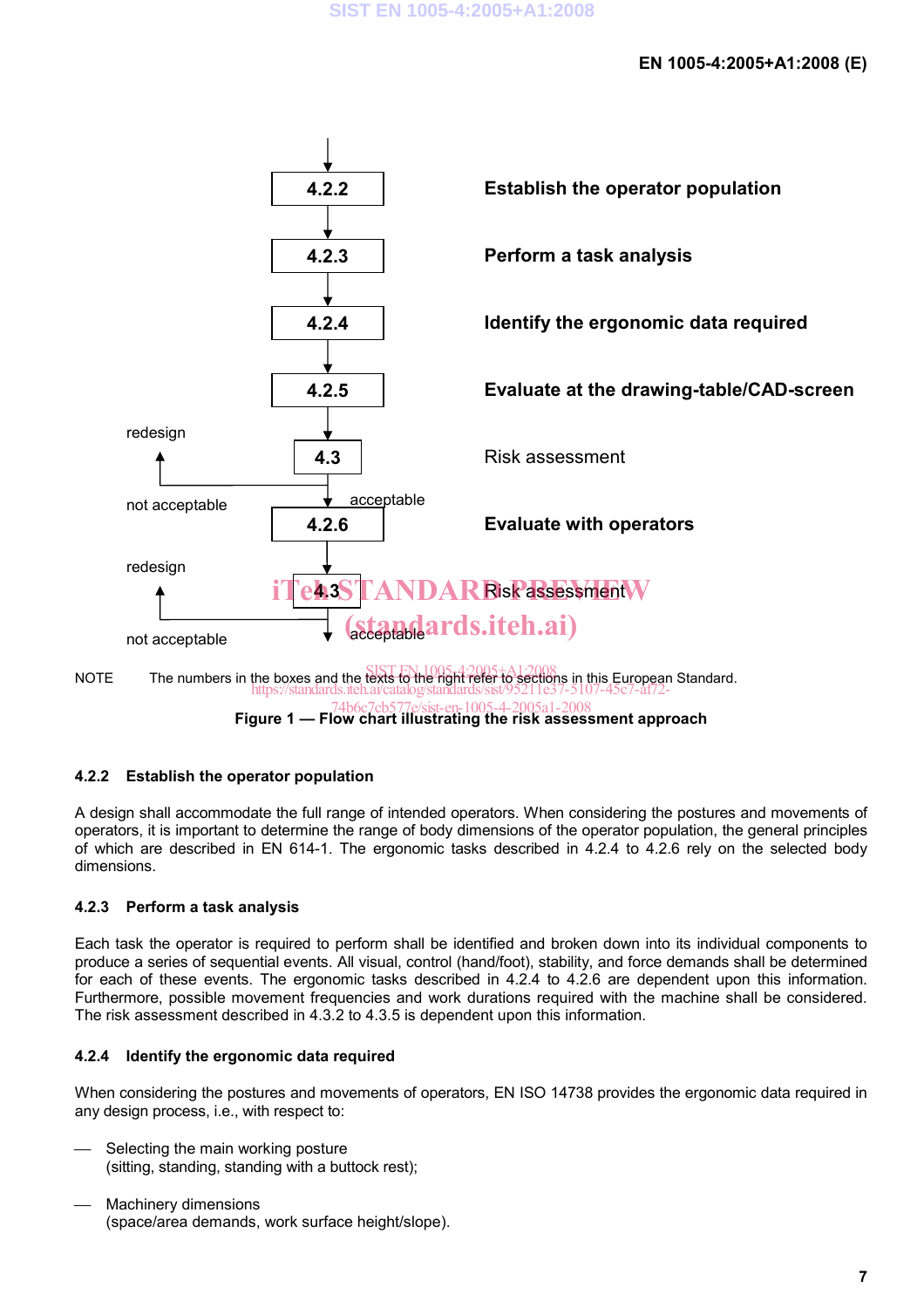| Section | Step |
| --- | --- |
| 4.2.2 | **Establish the operator population** |
| 4.2.3 | **Perform a task analysis** |
| 4.2.4 | **Identify the ergonomic data required** |
| 4.2.5 | **Evaluate at the drawing-table/CAD-screen** |
| 4.3 | Risk assessment (not acceptable → redesign; acceptable → 4.2.6) |
| 4.2.6 | **Evaluate with operators** |
| 4.3 | Risk assessment (not acceptable → redesign; acceptable) |

NOTE The numbers in the boxes and the texts to the right refer to sections in this European Standard.

**Figure 1 — Flow chart illustrating the risk assessment approach**

### 4.2.2 Establish the operator population

A design shall accommodate the full range of intended operators. When considering the postures and movements of operators, it is important to determine the range of body dimensions of the operator population, the general principles of which are described in EN 614-1. The ergonomic tasks described in 4.2.4 to 4.2.6 rely on the selected body dimensions.

### 4.2.3 Perform a task analysis

Each task the operator is required to perform shall be identified and broken down into its individual components to produce a series of sequential events. All visual, control (hand/foot), stability, and force demands shall be determined for each of these events. The ergonomic tasks described in 4.2.4 to 4.2.6 are dependent upon this information. Furthermore, possible movement frequencies and work durations required with the machine shall be considered. The risk assessment described in 4.3.2 to 4.3.5 is dependent upon this information.

### 4.2.4 Identify the ergonomic data required

When considering the postures and movements of operators, EN ISO 14738 provides the ergonomic data required in any design process, i.e., with respect to:

— Selecting the main working posture
(sitting, standing, standing with a buttock rest);

— Machinery dimensions
(space/area demands, work surface height/slope).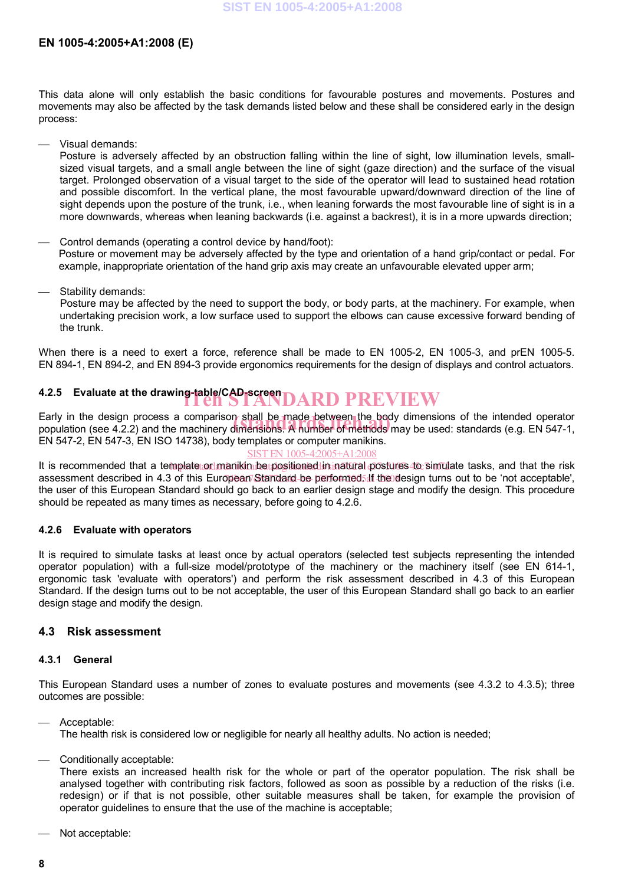This data alone will only establish the basic conditions for favourable postures and movements. Postures and movements may also be affected by the task demands listed below and these shall be considered early in the design process:

- Visual demands:
  Posture is adversely affected by an obstruction falling within the line of sight, low illumination levels, small-sized visual targets, and a small angle between the line of sight (gaze direction) and the surface of the visual target. Prolonged observation of a visual target to the side of the operator will lead to sustained head rotation and possible discomfort. In the vertical plane, the most favourable upward/downward direction of the line of sight depends upon the posture of the trunk, i.e., when leaning forwards the most favourable line of sight is in a more downwards, whereas when leaning backwards (i.e. against a backrest), it is in a more upwards direction;

- Control demands (operating a control device by hand/foot):
  Posture or movement may be adversely affected by the type and orientation of a hand grip/contact or pedal. For example, inappropriate orientation of the hand grip axis may create an unfavourable elevated upper arm;

- Stability demands:
  Posture may be affected by the need to support the body, or body parts, at the machinery. For example, when undertaking precision work, a low surface used to support the elbows can cause excessive forward bending of the trunk.

When there is a need to exert a force, reference shall be made to EN 1005-2, EN 1005-3, and prEN 1005-5. EN 894-1, EN 894-2, and EN 894-3 provide ergonomics requirements for the design of displays and control actuators.

#### 4.2.5 Evaluate at the drawing-table/CAD-screen

Early in the design process a comparison shall be made between the body dimensions of the intended operator population (see 4.2.2) and the machinery dimensions. A number of methods may be used: standards (e.g. EN 547-1, EN 547-2, EN 547-3, EN ISO 14738), body templates or computer manikins.

It is recommended that a template or manikin be positioned in natural postures to simulate tasks, and that the risk assessment described in 4.3 of this European Standard be performed. If the design turns out to be 'not acceptable', the user of this European Standard should go back to an earlier design stage and modify the design. This procedure should be repeated as many times as necessary, before going to 4.2.6.

#### 4.2.6 Evaluate with operators

It is required to simulate tasks at least once by actual operators (selected test subjects representing the intended operator population) with a full-size model/prototype of the machinery or the machinery itself (see EN 614-1, ergonomic task 'evaluate with operators') and perform the risk assessment described in 4.3 of this European Standard. If the design turns out to be not acceptable, the user of this European Standard shall go back to an earlier design stage and modify the design.

### 4.3 Risk assessment

#### 4.3.1 General

This European Standard uses a number of zones to evaluate postures and movements (see 4.3.2 to 4.3.5); three outcomes are possible:

- Acceptable:
  The health risk is considered low or negligible for nearly all healthy adults. No action is needed;

- Conditionally acceptable:
  There exists an increased health risk for the whole or part of the operator population. The risk shall be analysed together with contributing risk factors, followed as soon as possible by a reduction of the risks (i.e. redesign) or if that is not possible, other suitable measures shall be taken, for example the provision of operator guidelines to ensure that the use of the machine is acceptable;

- Not acceptable: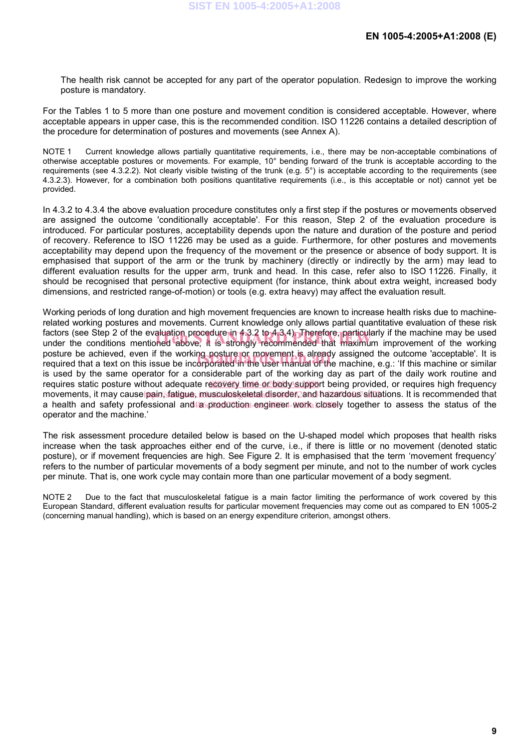The health risk cannot be accepted for any part of the operator population. Redesign to improve the working posture is mandatory.

For the Tables 1 to 5 more than one posture and movement condition is considered acceptable. However, where acceptable appears in upper case, this is the recommended condition. ISO 11226 contains a detailed description of the procedure for determination of postures and movements (see Annex A).

NOTE 1 Current knowledge allows partially quantitative requirements, i.e., there may be non-acceptable combinations of otherwise acceptable postures or movements. For example, 10° bending forward of the trunk is acceptable according to the requirements (see 4.3.2.2). Not clearly visible twisting of the trunk (e.g. 5°) is acceptable according to the requirements (see 4.3.2.3). However, for a combination both positions quantitative requirements (i.e., is this acceptable or not) cannot yet be provided.

In 4.3.2 to 4.3.4 the above evaluation procedure constitutes only a first step if the postures or movements observed are assigned the outcome 'conditionally acceptable'. For this reason, Step 2 of the evaluation procedure is introduced. For particular postures, acceptability depends upon the nature and duration of the posture and period of recovery. Reference to ISO 11226 may be used as a guide. Furthermore, for other postures and movements acceptability may depend upon the frequency of the movement or the presence or absence of body support. It is emphasised that support of the arm or the trunk by machinery (directly or indirectly by the arm) may lead to different evaluation results for the upper arm, trunk and head. In this case, refer also to ISO 11226. Finally, it should be recognised that personal protective equipment (for instance, think about extra weight, increased body dimensions, and restricted range-of-motion) or tools (e.g. extra heavy) may affect the evaluation result.

Working periods of long duration and high movement frequencies are known to increase health risks due to machine-related working postures and movements. Current knowledge only allows partial quantitative evaluation of these risk factors (see Step 2 of the evaluation procedure in 4.3.2 to 4.3.4). Therefore, particularly if the machine may be used under the conditions mentioned above, it is strongly recommended that maximum improvement of the working posture be achieved, even if the working posture or movement is already assigned the outcome 'acceptable'. It is required that a text on this issue be incorporated in the user manual of the machine, e.g.: 'If this machine or similar is used by the same operator for a considerable part of the working day as part of the daily work routine and requires static posture without adequate recovery time or body support being provided, or requires high frequency movements, it may cause pain, fatigue, musculoskeletal disorder, and hazardous situations. It is recommended that a health and safety professional and a production engineer work closely together to assess the status of the operator and the machine.'

The risk assessment procedure detailed below is based on the U-shaped model which proposes that health risks increase when the task approaches either end of the curve, i.e., if there is little or no movement (denoted static posture), or if movement frequencies are high. See Figure 2. It is emphasised that the term 'movement frequency' refers to the number of particular movements of a body segment per minute, and not to the number of work cycles per minute. That is, one work cycle may contain more than one particular movement of a body segment.

NOTE 2 Due to the fact that musculoskeletal fatigue is a main factor limiting the performance of work covered by this European Standard, different evaluation results for particular movement frequencies may come out as compared to EN 1005-2 (concerning manual handling), which is based on an energy expenditure criterion, amongst others.